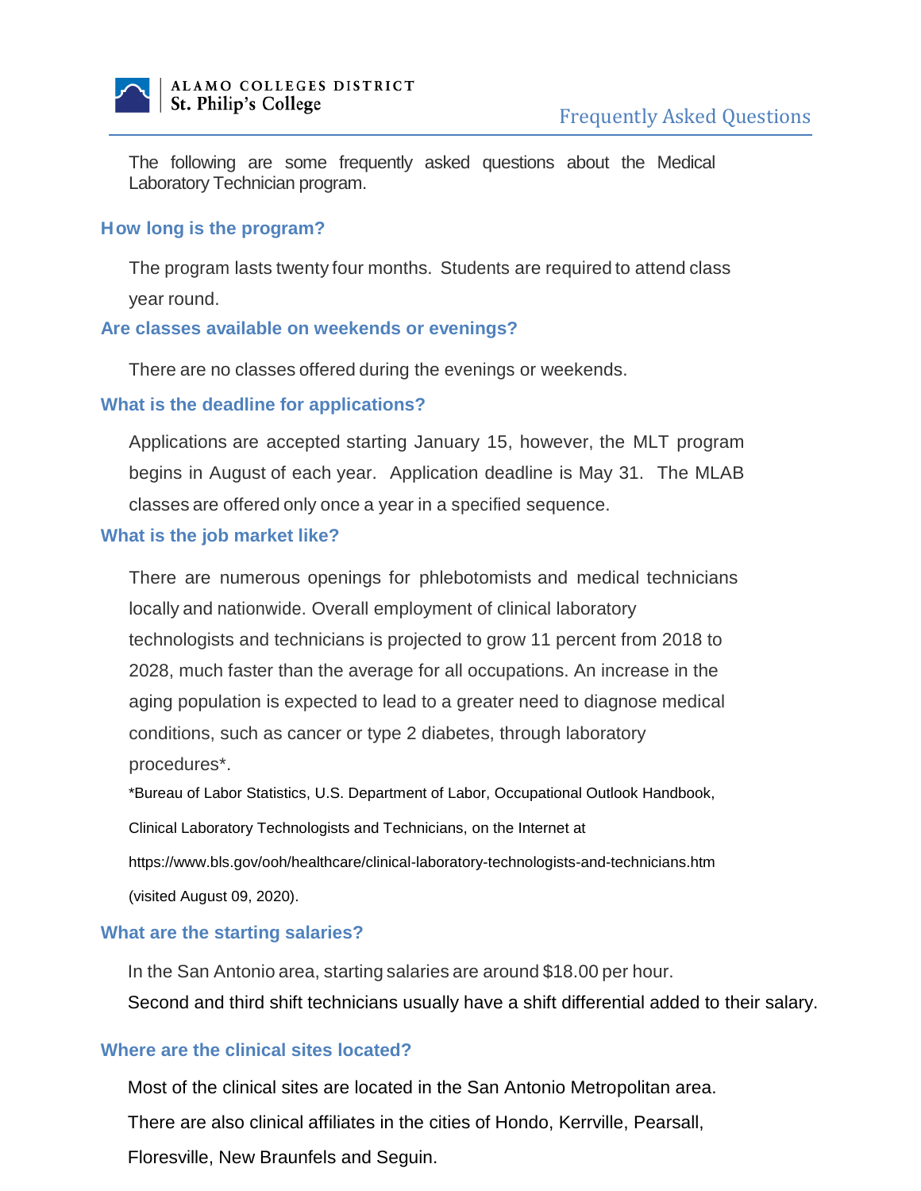ALAMO COLLEGES DISTRICT
St. Philip's College

# Frequently Asked Questions

The following are some frequently asked questions about the Medical Laboratory Technician program.

## How long is the program?

The program lasts twenty four months. Students are required to attend class year round.

## Are classes available on weekends or evenings?

There are no classes offered during the evenings or weekends.

## What is the deadline for applications?

Applications are accepted starting January 15, however, the MLT program begins in August of each year. Application deadline is May 31. The MLAB classes are offered only once a year in a specified sequence.

## What is the job market like?

There are numerous openings for phlebotomists and medical technicians locally and nationwide. Overall employment of clinical laboratory technologists and technicians is projected to grow 11 percent from 2018 to 2028, much faster than the average for all occupations. An increase in the aging population is expected to lead to a greater need to diagnose medical conditions, such as cancer or type 2 diabetes, through laboratory procedures*.

*Bureau of Labor Statistics, U.S. Department of Labor, Occupational Outlook Handbook, Clinical Laboratory Technologists and Technicians, on the Internet at https://www.bls.gov/ooh/healthcare/clinical-laboratory-technologists-and-technicians.htm (visited August 09, 2020).

## What are the starting salaries?

In the San Antonio area, starting salaries are around $18.00 per hour.
Second and third shift technicians usually have a shift differential added to their salary.

## Where are the clinical sites located?

Most of the clinical sites are located in the San Antonio Metropolitan area. There are also clinical affiliates in the cities of Hondo, Kerrville, Pearsall, Floresville, New Braunfels and Seguin.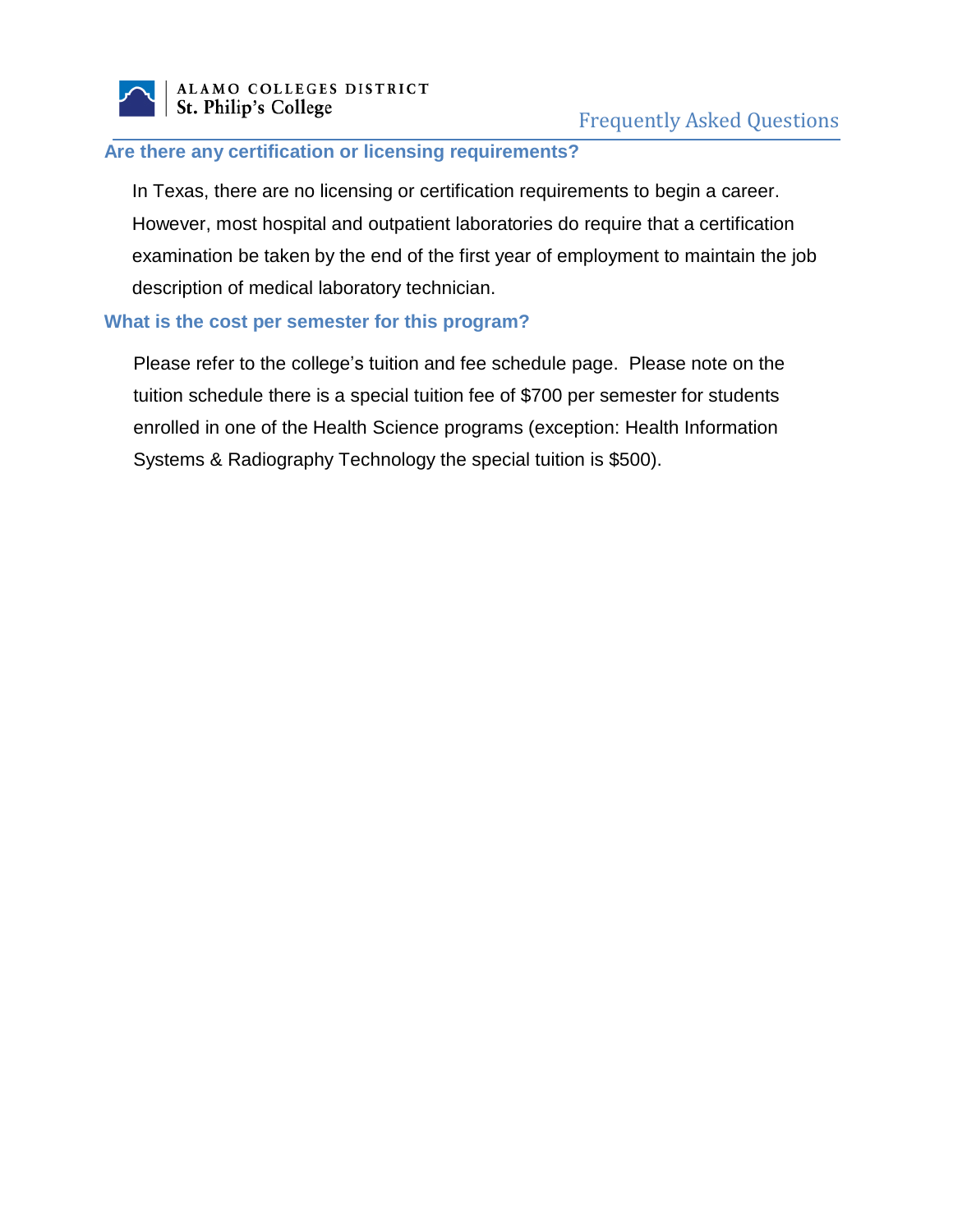## Are there any certification or licensing requirements?

In Texas, there are no licensing or certification requirements to begin a career. However, most hospital and outpatient laboratories do require that a certification examination be taken by the end of the first year of employment to maintain the job description of medical laboratory technician.

## What is the cost per semester for this program?

Please refer to the college's tuition and fee schedule page. Please note on the tuition schedule there is a special tuition fee of $700 per semester for students enrolled in one of the Health Science programs (exception: Health Information Systems & Radiography Technology the special tuition is $500).